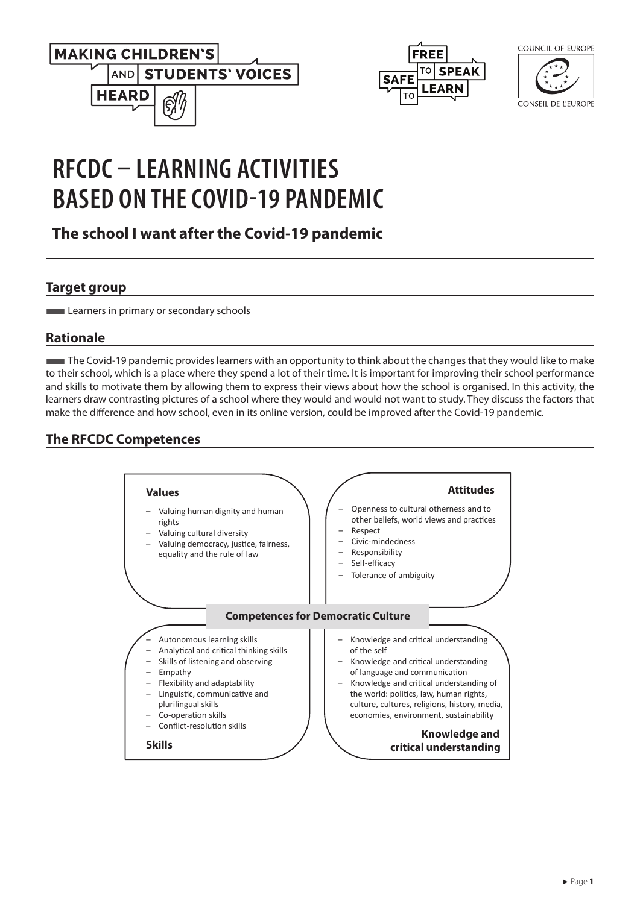MAKING CHILDREN'S AND STUDENTS' VOICES HEARD

FREE TO SPEAK SAFE TO LEARN

COUNCIL OF EUROPE
CONSEIL DE L'EUROPE

# RFCDC – LEARNING ACTIVITIES BASED ON THE COVID-19 PANDEMIC

**The school I want after the Covid-19 pandemic**

## Target group

- Learners in primary or secondary schools

## Rationale

The Covid-19 pandemic provides learners with an opportunity to think about the changes that they would like to make to their school, which is a place where they spend a lot of their time. It is important for improving their school performance and skills to motivate them by allowing them to express their views about how the school is organised. In this activity, the learners draw contrasting pictures of a school where they would and would not want to study. They discuss the factors that make the difference and how school, even in its online version, could be improved after the Covid-19 pandemic.

## The RFCDC Competences

**Competences for Democratic Culture**

**Values**

- Valuing human dignity and human rights
- Valuing cultural diversity
- Valuing democracy, justice, fairness, equality and the rule of law

**Attitudes**

- Openness to cultural otherness and to other beliefs, world views and practices
- Respect
- Civic-mindedness
- Responsibility
- Self-efficacy
- Tolerance of ambiguity

**Skills**

- Autonomous learning skills
- Analytical and critical thinking skills
- Skills of listening and observing
- Empathy
- Flexibility and adaptability
- Linguistic, communicative and plurilingual skills
- Co-operation skills
- Conflict-resolution skills

**Knowledge and critical understanding**

- Knowledge and critical understanding of the self
- Knowledge and critical understanding of language and communication
- Knowledge and critical understanding of the world: politics, law, human rights, culture, cultures, religions, history, media, economies, environment, sustainability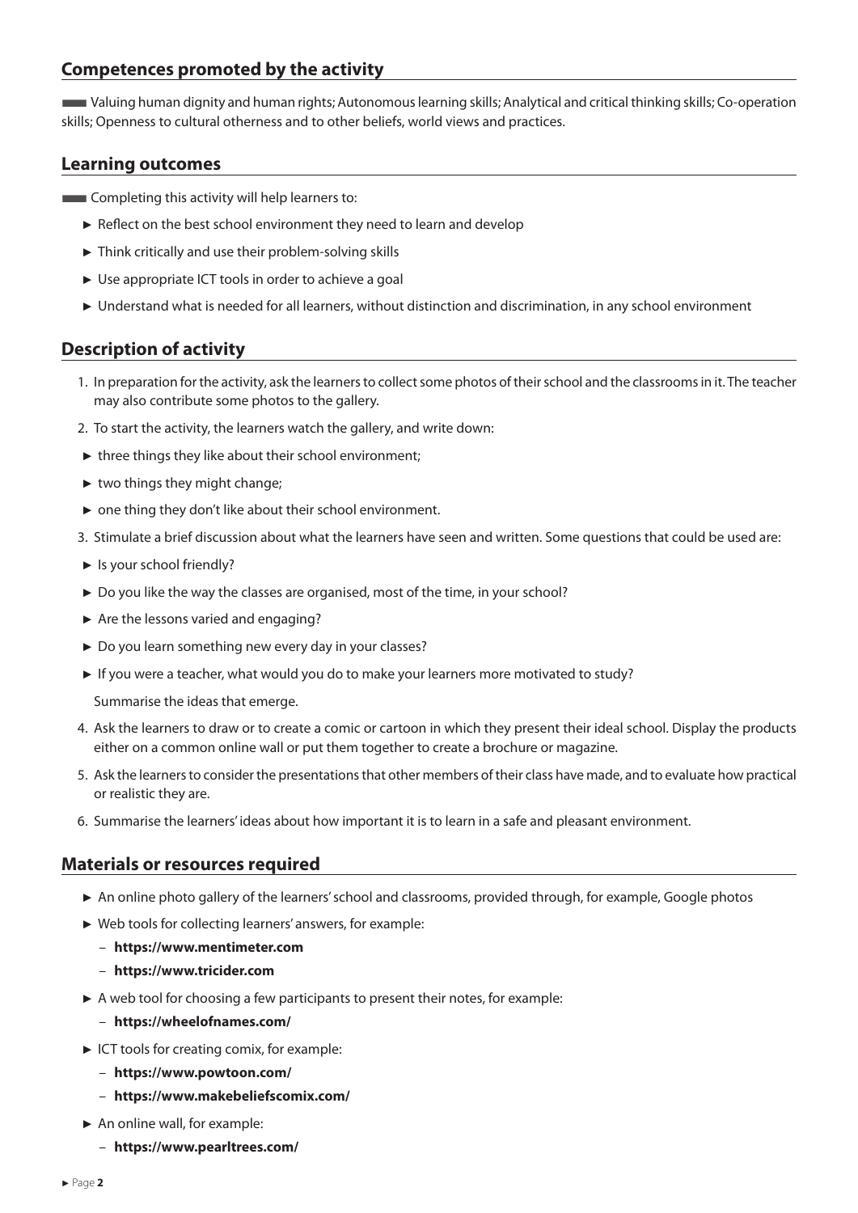## Competences promoted by the activity

Valuing human dignity and human rights; Autonomous learning skills; Analytical and critical thinking skills; Co-operation skills; Openness to cultural otherness and to other beliefs, world views and practices.

## Learning outcomes

Completing this activity will help learners to:

- Reflect on the best school environment they need to learn and develop
- Think critically and use their problem-solving skills
- Use appropriate ICT tools in order to achieve a goal
- Understand what is needed for all learners, without distinction and discrimination, in any school environment

## Description of activity

1. In preparation for the activity, ask the learners to collect some photos of their school and the classrooms in it. The teacher may also contribute some photos to the gallery.
2. To start the activity, the learners watch the gallery, and write down:
   - three things they like about their school environment;
   - two things they might change;
   - one thing they don't like about their school environment.
3. Stimulate a brief discussion about what the learners have seen and written. Some questions that could be used are:
   - Is your school friendly?
   - Do you like the way the classes are organised, most of the time, in your school?
   - Are the lessons varied and engaging?
   - Do you learn something new every day in your classes?
   - If you were a teacher, what would you do to make your learners more motivated to study?

   Summarise the ideas that emerge.
4. Ask the learners to draw or to create a comic or cartoon in which they present their ideal school. Display the products either on a common online wall or put them together to create a brochure or magazine.
5. Ask the learners to consider the presentations that other members of their class have made, and to evaluate how practical or realistic they are.
6. Summarise the learners' ideas about how important it is to learn in a safe and pleasant environment.

## Materials or resources required

- An online photo gallery of the learners' school and classrooms, provided through, for example, Google photos
- Web tools for collecting learners' answers, for example:
  - **https://www.mentimeter.com**
  - **https://www.tricider.com**
- A web tool for choosing a few participants to present their notes, for example:
  - **https://wheelofnames.com/**
- ICT tools for creating comix, for example:
  - **https://www.powtoon.com/**
  - **https://www.makebeliefscomix.com/**
- An online wall, for example:
  - **https://www.pearltrees.com/**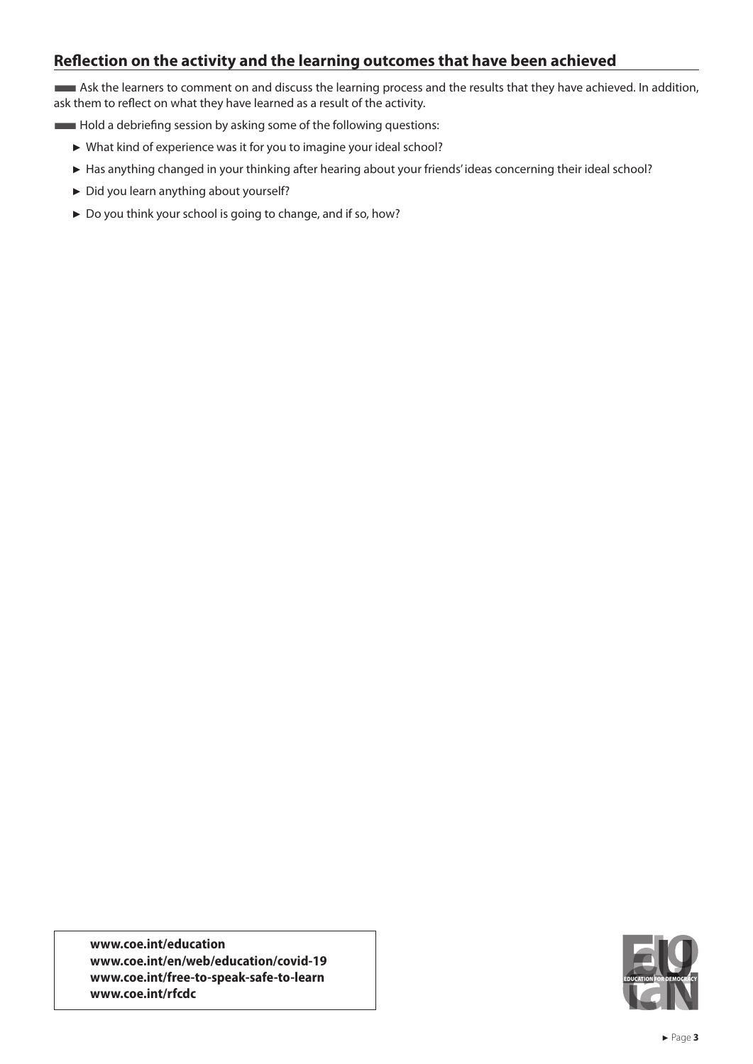## Reflection on the activity and the learning outcomes that have been achieved

Ask the learners to comment on and discuss the learning process and the results that they have achieved. In addition, ask them to reflect on what they have learned as a result of the activity.

Hold a debriefing session by asking some of the following questions:

- What kind of experience was it for you to imagine your ideal school?
- Has anything changed in your thinking after hearing about your friends' ideas concerning their ideal school?
- Did you learn anything about yourself?
- Do you think your school is going to change, and if so, how?

**www.coe.int/education**
**www.coe.int/en/web/education/covid-19**
**www.coe.int/free-to-speak-safe-to-learn**
**www.coe.int/rfcdc**